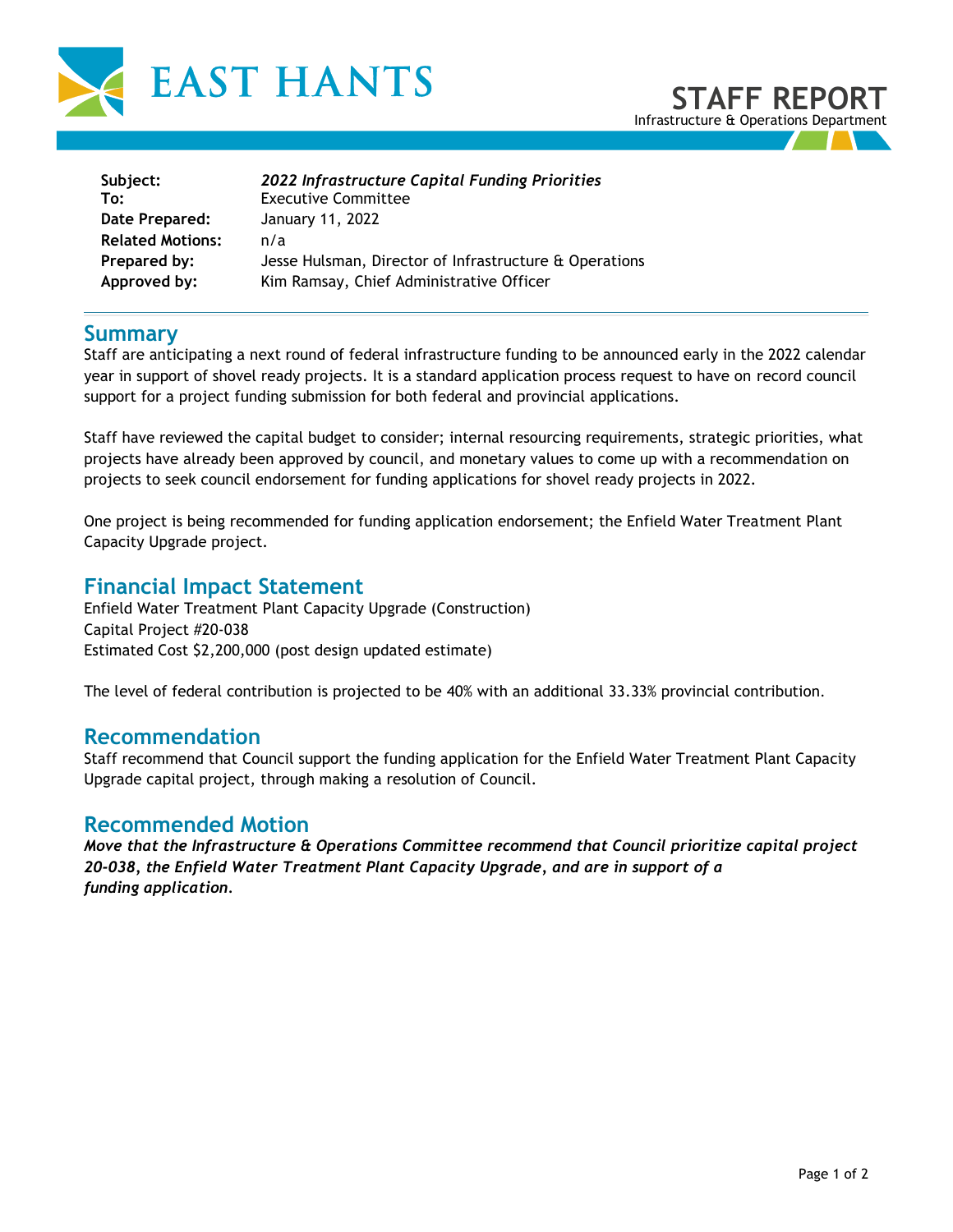EAST HANTS

# STAFF REPORT

Infrastructure & Operations Department

| | |
|---|---|
| **Subject:** | ***2022 Infrastructure Capital Funding Priorities*** |
| **To:** | Executive Committee |
| **Date Prepared:** | January 11, 2022 |
| **Related Motions:** | n/a |
| **Prepared by:** | Jesse Hulsman, Director of Infrastructure & Operations |
| **Approved by:** | Kim Ramsay, Chief Administrative Officer |

## Summary

Staff are anticipating a next round of federal infrastructure funding to be announced early in the 2022 calendar year in support of shovel ready projects. It is a standard application process request to have on record council support for a project funding submission for both federal and provincial applications.

Staff have reviewed the capital budget to consider; internal resourcing requirements, strategic priorities, what projects have already been approved by council, and monetary values to come up with a recommendation on projects to seek council endorsement for funding applications for shovel ready projects in 2022.

One project is being recommended for funding application endorsement; the Enfield Water Treatment Plant Capacity Upgrade project.

## Financial Impact Statement

Enfield Water Treatment Plant Capacity Upgrade (Construction)
Capital Project #20-038
Estimated Cost $2,200,000 (post design updated estimate)

The level of federal contribution is projected to be 40% with an additional 33.33% provincial contribution.

## Recommendation

Staff recommend that Council support the funding application for the Enfield Water Treatment Plant Capacity Upgrade capital project, through making a resolution of Council.

## Recommended Motion

***Move that the Infrastructure & Operations Committee recommend that Council prioritize capital project 20-038, the Enfield Water Treatment Plant Capacity Upgrade, and are in support of a funding application.***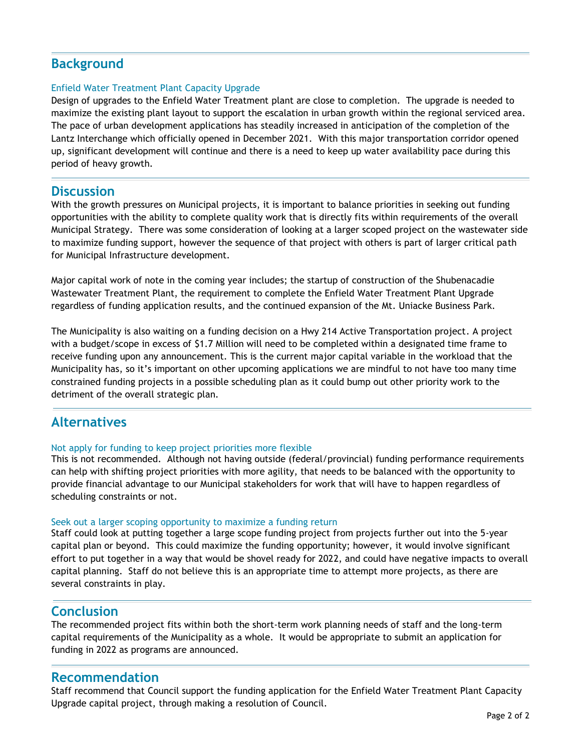## Background

### Enfield Water Treatment Plant Capacity Upgrade

Design of upgrades to the Enfield Water Treatment plant are close to completion. The upgrade is needed to maximize the existing plant layout to support the escalation in urban growth within the regional serviced area. The pace of urban development applications has steadily increased in anticipation of the completion of the Lantz Interchange which officially opened in December 2021. With this major transportation corridor opened up, significant development will continue and there is a need to keep up water availability pace during this period of heavy growth.

## Discussion

With the growth pressures on Municipal projects, it is important to balance priorities in seeking out funding opportunities with the ability to complete quality work that is directly fits within requirements of the overall Municipal Strategy. There was some consideration of looking at a larger scoped project on the wastewater side to maximize funding support, however the sequence of that project with others is part of larger critical path for Municipal Infrastructure development.

Major capital work of note in the coming year includes; the startup of construction of the Shubenacadie Wastewater Treatment Plant, the requirement to complete the Enfield Water Treatment Plant Upgrade regardless of funding application results, and the continued expansion of the Mt. Uniacke Business Park.

The Municipality is also waiting on a funding decision on a Hwy 214 Active Transportation project. A project with a budget/scope in excess of $1.7 Million will need to be completed within a designated time frame to receive funding upon any announcement. This is the current major capital variable in the workload that the Municipality has, so it's important on other upcoming applications we are mindful to not have too many time constrained funding projects in a possible scheduling plan as it could bump out other priority work to the detriment of the overall strategic plan.

## Alternatives

### Not apply for funding to keep project priorities more flexible

This is not recommended. Although not having outside (federal/provincial) funding performance requirements can help with shifting project priorities with more agility, that needs to be balanced with the opportunity to provide financial advantage to our Municipal stakeholders for work that will have to happen regardless of scheduling constraints or not.

### Seek out a larger scoping opportunity to maximize a funding return

Staff could look at putting together a large scope funding project from projects further out into the 5-year capital plan or beyond. This could maximize the funding opportunity; however, it would involve significant effort to put together in a way that would be shovel ready for 2022, and could have negative impacts to overall capital planning. Staff do not believe this is an appropriate time to attempt more projects, as there are several constraints in play.

## Conclusion

The recommended project fits within both the short-term work planning needs of staff and the long-term capital requirements of the Municipality as a whole. It would be appropriate to submit an application for funding in 2022 as programs are announced.

## Recommendation

Staff recommend that Council support the funding application for the Enfield Water Treatment Plant Capacity Upgrade capital project, through making a resolution of Council.